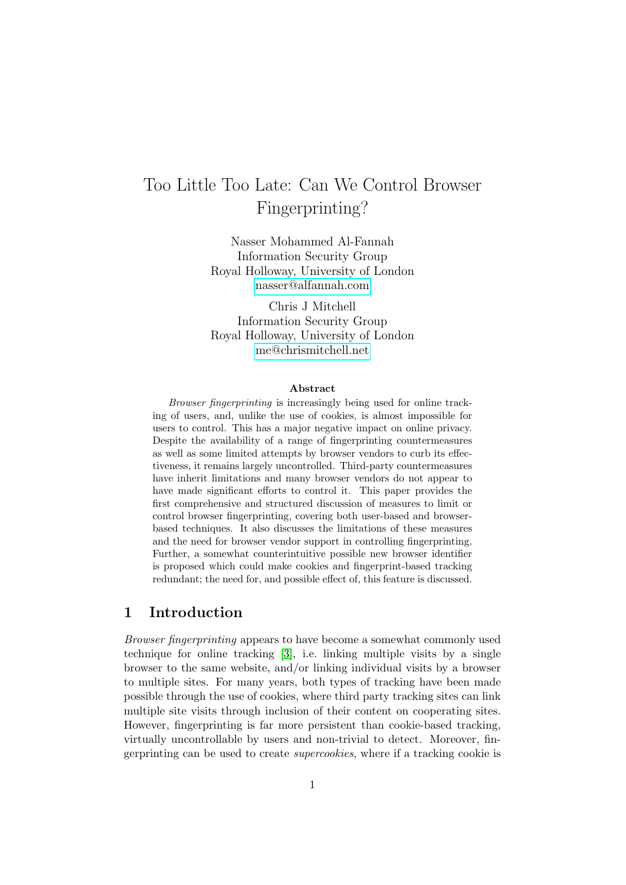# Too Little Too Late: Can We Control Browser Fingerprinting?

Nasser Mohammed Al-Fannah
Information Security Group
Royal Holloway, University of London
nasser@alfannah.com

Chris J Mitchell
Information Security Group
Royal Holloway, University of London
me@chrismitchell.net

**Abstract**

*Browser fingerprinting* is increasingly being used for online tracking of users, and, unlike the use of cookies, is almost impossible for users to control. This has a major negative impact on online privacy. Despite the availability of a range of fingerprinting countermeasures as well as some limited attempts by browser vendors to curb its effectiveness, it remains largely uncontrolled. Third-party countermeasures have inherit limitations and many browser vendors do not appear to have made significant efforts to control it. This paper provides the first comprehensive and structured discussion of measures to limit or control browser fingerprinting, covering both user-based and browser-based techniques. It also discusses the limitations of these measures and the need for browser vendor support in controlling fingerprinting. Further, a somewhat counterintuitive possible new browser identifier is proposed which could make cookies and fingerprint-based tracking redundant; the need for, and possible effect of, this feature is discussed.

## 1 Introduction

*Browser fingerprinting* appears to have become a somewhat commonly used technique for online tracking [3], i.e. linking multiple visits by a single browser to the same website, and/or linking individual visits by a browser to multiple sites. For many years, both types of tracking have been made possible through the use of cookies, where third party tracking sites can link multiple site visits through inclusion of their content on cooperating sites. However, fingerprinting is far more persistent than cookie-based tracking, virtually uncontrollable by users and non-trivial to detect. Moreover, fingerprinting can be used to create *supercookies*, where if a tracking cookie is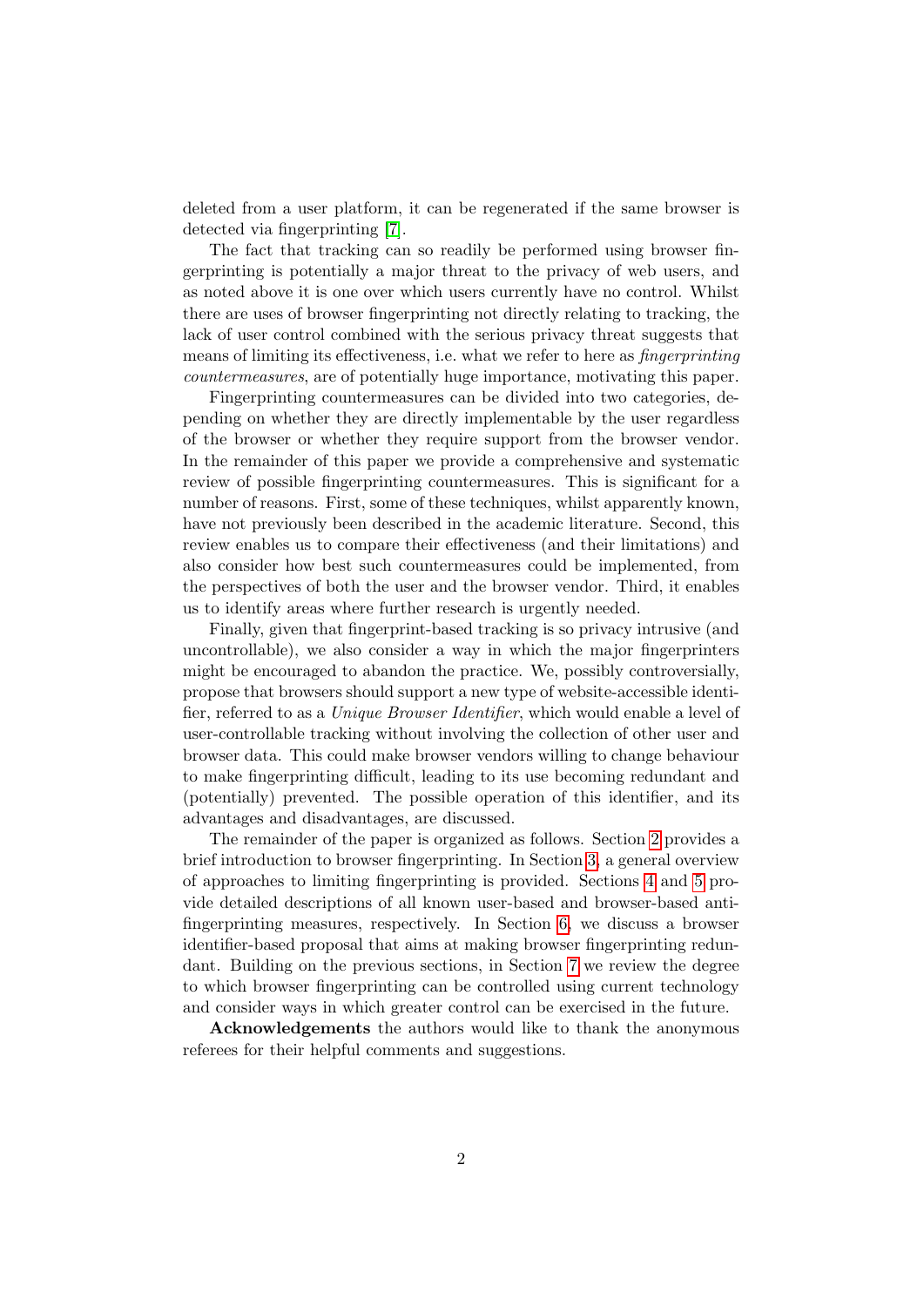deleted from a user platform, it can be regenerated if the same browser is detected via fingerprinting [7].

The fact that tracking can so readily be performed using browser fingerprinting is potentially a major threat to the privacy of web users, and as noted above it is one over which users currently have no control. Whilst there are uses of browser fingerprinting not directly relating to tracking, the lack of user control combined with the serious privacy threat suggests that means of limiting its effectiveness, i.e. what we refer to here as *fingerprinting countermeasures*, are of potentially huge importance, motivating this paper.

Fingerprinting countermeasures can be divided into two categories, depending on whether they are directly implementable by the user regardless of the browser or whether they require support from the browser vendor. In the remainder of this paper we provide a comprehensive and systematic review of possible fingerprinting countermeasures. This is significant for a number of reasons. First, some of these techniques, whilst apparently known, have not previously been described in the academic literature. Second, this review enables us to compare their effectiveness (and their limitations) and also consider how best such countermeasures could be implemented, from the perspectives of both the user and the browser vendor. Third, it enables us to identify areas where further research is urgently needed.

Finally, given that fingerprint-based tracking is so privacy intrusive (and uncontrollable), we also consider a way in which the major fingerprinters might be encouraged to abandon the practice. We, possibly controversially, propose that browsers should support a new type of website-accessible identifier, referred to as a *Unique Browser Identifier*, which would enable a level of user-controllable tracking without involving the collection of other user and browser data. This could make browser vendors willing to change behaviour to make fingerprinting difficult, leading to its use becoming redundant and (potentially) prevented. The possible operation of this identifier, and its advantages and disadvantages, are discussed.

The remainder of the paper is organized as follows. Section 2 provides a brief introduction to browser fingerprinting. In Section 3, a general overview of approaches to limiting fingerprinting is provided. Sections 4 and 5 provide detailed descriptions of all known user-based and browser-based anti-fingerprinting measures, respectively. In Section 6, we discuss a browser identifier-based proposal that aims at making browser fingerprinting redundant. Building on the previous sections, in Section 7 we review the degree to which browser fingerprinting can be controlled using current technology and consider ways in which greater control can be exercised in the future.

**Acknowledgements** the authors would like to thank the anonymous referees for their helpful comments and suggestions.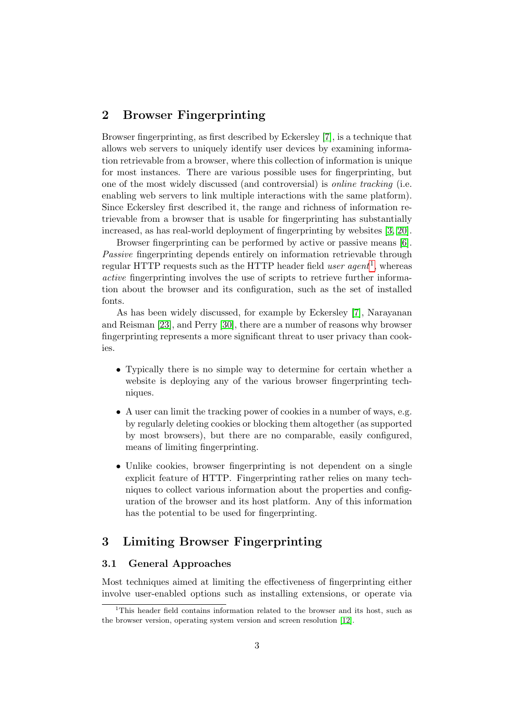## 2 Browser Fingerprinting

Browser fingerprinting, as first described by Eckersley [7], is a technique that allows web servers to uniquely identify user devices by examining information retrievable from a browser, where this collection of information is unique for most instances. There are various possible uses for fingerprinting, but one of the most widely discussed (and controversial) is *online tracking* (i.e. enabling web servers to link multiple interactions with the same platform). Since Eckersley first described it, the range and richness of information retrievable from a browser that is usable for fingerprinting has substantially increased, as has real-world deployment of fingerprinting by websites [3, 20].

Browser fingerprinting can be performed by active or passive means [6]. *Passive* fingerprinting depends entirely on information retrievable through regular HTTP requests such as the HTTP header field *user agent*[1], whereas *active* fingerprinting involves the use of scripts to retrieve further information about the browser and its configuration, such as the set of installed fonts.

As has been widely discussed, for example by Eckersley [7], Narayanan and Reisman [23], and Perry [30], there are a number of reasons why browser fingerprinting represents a more significant threat to user privacy than cookies.

- Typically there is no simple way to determine for certain whether a website is deploying any of the various browser fingerprinting techniques.
- A user can limit the tracking power of cookies in a number of ways, e.g. by regularly deleting cookies or blocking them altogether (as supported by most browsers), but there are no comparable, easily configured, means of limiting fingerprinting.
- Unlike cookies, browser fingerprinting is not dependent on a single explicit feature of HTTP. Fingerprinting rather relies on many techniques to collect various information about the properties and configuration of the browser and its host platform. Any of this information has the potential to be used for fingerprinting.

## 3 Limiting Browser Fingerprinting

### 3.1 General Approaches

Most techniques aimed at limiting the effectiveness of fingerprinting either involve user-enabled options such as installing extensions, or operate via

[1] This header field contains information related to the browser and its host, such as the browser version, operating system version and screen resolution [12].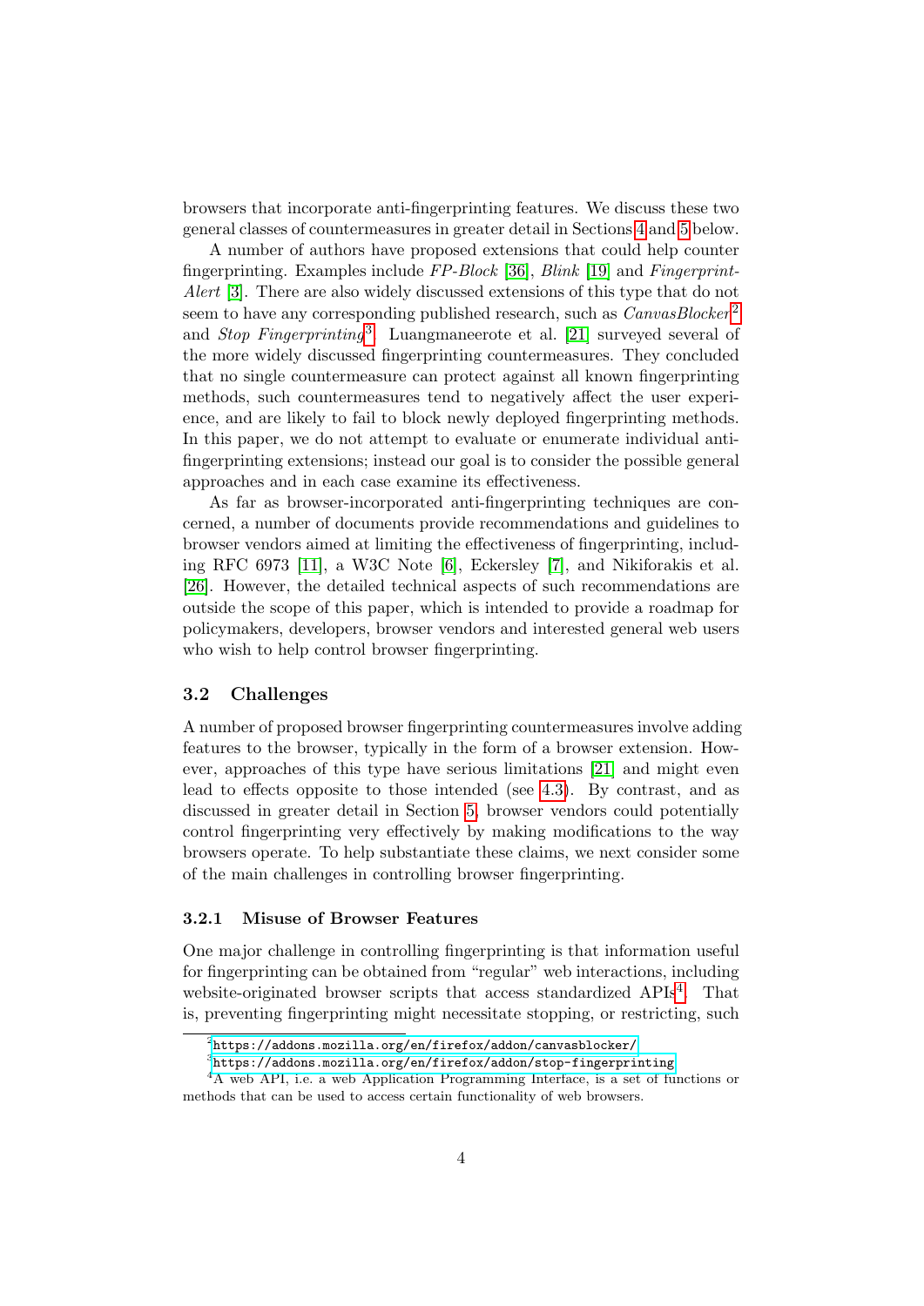browsers that incorporate anti-fingerprinting features. We discuss these two general classes of countermeasures in greater detail in Sections 4 and 5 below.

A number of authors have proposed extensions that could help counter fingerprinting. Examples include *FP-Block* [36], *Blink* [19] and *Fingerprint-Alert* [3]. There are also widely discussed extensions of this type that do not seem to have any corresponding published research, such as *CanvasBlocker*[2] and *Stop Fingerprinting*[3]. Luangmaneerote et al. [21] surveyed several of the more widely discussed fingerprinting countermeasures. They concluded that no single countermeasure can protect against all known fingerprinting methods, such countermeasures tend to negatively affect the user experience, and are likely to fail to block newly deployed fingerprinting methods. In this paper, we do not attempt to evaluate or enumerate individual anti-fingerprinting extensions; instead our goal is to consider the possible general approaches and in each case examine its effectiveness.

As far as browser-incorporated anti-fingerprinting techniques are concerned, a number of documents provide recommendations and guidelines to browser vendors aimed at limiting the effectiveness of fingerprinting, including RFC 6973 [11], a W3C Note [6], Eckersley [7], and Nikiforakis et al. [26]. However, the detailed technical aspects of such recommendations are outside the scope of this paper, which is intended to provide a roadmap for policymakers, developers, browser vendors and interested general web users who wish to help control browser fingerprinting.

### 3.2 Challenges

A number of proposed browser fingerprinting countermeasures involve adding features to the browser, typically in the form of a browser extension. However, approaches of this type have serious limitations [21] and might even lead to effects opposite to those intended (see 4.3). By contrast, and as discussed in greater detail in Section 5, browser vendors could potentially control fingerprinting very effectively by making modifications to the way browsers operate. To help substantiate these claims, we next consider some of the main challenges in controlling browser fingerprinting.

#### 3.2.1 Misuse of Browser Features

One major challenge in controlling fingerprinting is that information useful for fingerprinting can be obtained from "regular" web interactions, including website-originated browser scripts that access standardized APIs[4]. That is, preventing fingerprinting might necessitate stopping, or restricting, such

[2] https://addons.mozilla.org/en/firefox/addon/canvasblocker/

[3] https://addons.mozilla.org/en/firefox/addon/stop-fingerprinting

[4] A web API, i.e. a web Application Programming Interface, is a set of functions or methods that can be used to access certain functionality of web browsers.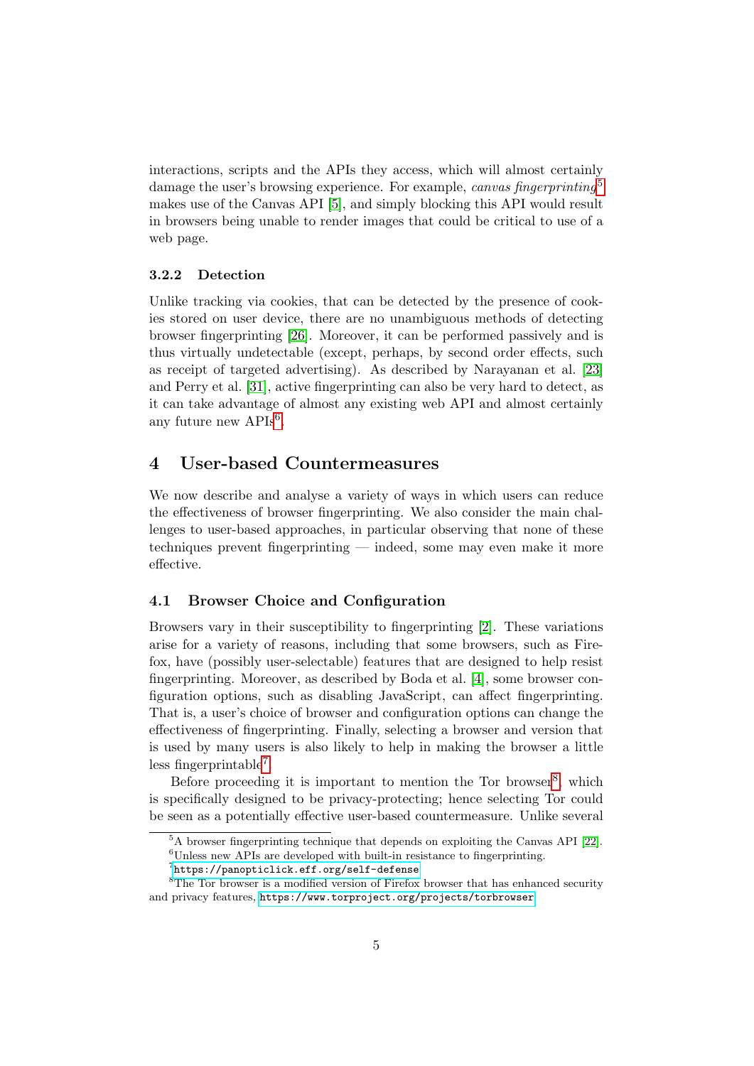interactions, scripts and the APIs they access, which will almost certainly damage the user's browsing experience. For example, *canvas fingerprinting*[5] makes use of the Canvas API [5], and simply blocking this API would result in browsers being unable to render images that could be critical to use of a web page.

### 3.2.2 Detection

Unlike tracking via cookies, that can be detected by the presence of cookies stored on user device, there are no unambiguous methods of detecting browser fingerprinting [26]. Moreover, it can be performed passively and is thus virtually undetectable (except, perhaps, by second order effects, such as receipt of targeted advertising). As described by Narayanan et al. [23] and Perry et al. [31], active fingerprinting can also be very hard to detect, as it can take advantage of almost any existing web API and almost certainly any future new APIs[6].

## 4 User-based Countermeasures

We now describe and analyse a variety of ways in which users can reduce the effectiveness of browser fingerprinting. We also consider the main challenges to user-based approaches, in particular observing that none of these techniques prevent fingerprinting — indeed, some may even make it more effective.

### 4.1 Browser Choice and Configuration

Browsers vary in their susceptibility to fingerprinting [2]. These variations arise for a variety of reasons, including that some browsers, such as Firefox, have (possibly user-selectable) features that are designed to help resist fingerprinting. Moreover, as described by Boda et al. [4], some browser configuration options, such as disabling JavaScript, can affect fingerprinting. That is, a user's choice of browser and configuration options can change the effectiveness of fingerprinting. Finally, selecting a browser and version that is used by many users is also likely to help in making the browser a little less fingerprintable[7].

Before proceeding it is important to mention the Tor browser[8], which is specifically designed to be privacy-protecting; hence selecting Tor could be seen as a potentially effective user-based countermeasure. Unlike several

[5] A browser fingerprinting technique that depends on exploiting the Canvas API [22].

[6] Unless new APIs are developed with built-in resistance to fingerprinting.

[7] https://panopticlick.eff.org/self-defense

[8] The Tor browser is a modified version of Firefox browser that has enhanced security and privacy features, https://www.torproject.org/projects/torbrowser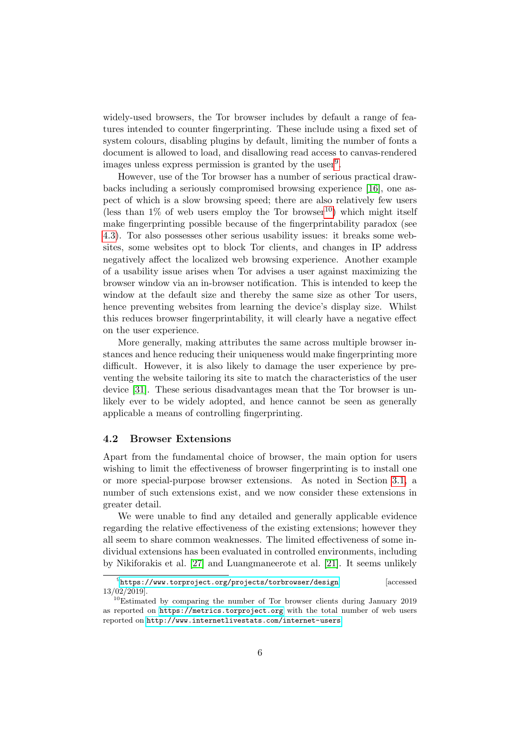widely-used browsers, the Tor browser includes by default a range of features intended to counter fingerprinting. These include using a fixed set of system colours, disabling plugins by default, limiting the number of fonts a document is allowed to load, and disallowing read access to canvas-rendered images unless express permission is granted by the user[9].

However, use of the Tor browser has a number of serious practical drawbacks including a seriously compromised browsing experience [16], one aspect of which is a slow browsing speed; there are also relatively few users (less than 1% of web users employ the Tor browser[10]) which might itself make fingerprinting possible because of the fingerprintability paradox (see 4.3). Tor also possesses other serious usability issues: it breaks some websites, some websites opt to block Tor clients, and changes in IP address negatively affect the localized web browsing experience. Another example of a usability issue arises when Tor advises a user against maximizing the browser window via an in-browser notification. This is intended to keep the window at the default size and thereby the same size as other Tor users, hence preventing websites from learning the device's display size. Whilst this reduces browser fingerprintability, it will clearly have a negative effect on the user experience.

More generally, making attributes the same across multiple browser instances and hence reducing their uniqueness would make fingerprinting more difficult. However, it is also likely to damage the user experience by preventing the website tailoring its site to match the characteristics of the user device [31]. These serious disadvantages mean that the Tor browser is unlikely ever to be widely adopted, and hence cannot be seen as generally applicable a means of controlling fingerprinting.

### 4.2 Browser Extensions

Apart from the fundamental choice of browser, the main option for users wishing to limit the effectiveness of browser fingerprinting is to install one or more special-purpose browser extensions. As noted in Section 3.1, a number of such extensions exist, and we now consider these extensions in greater detail.

We were unable to find any detailed and generally applicable evidence regarding the relative effectiveness of the existing extensions; however they all seem to share common weaknesses. The limited effectiveness of some individual extensions has been evaluated in controlled environments, including by Nikiforakis et al. [27] and Luangmaneerote et al. [21]. It seems unlikely

[9] https://www.torproject.org/projects/torbrowser/design [accessed 13/02/2019].

[10] Estimated by comparing the number of Tor browser clients during January 2019 as reported on https://metrics.torproject.org with the total number of web users reported on http://www.internetlivestats.com/internet-users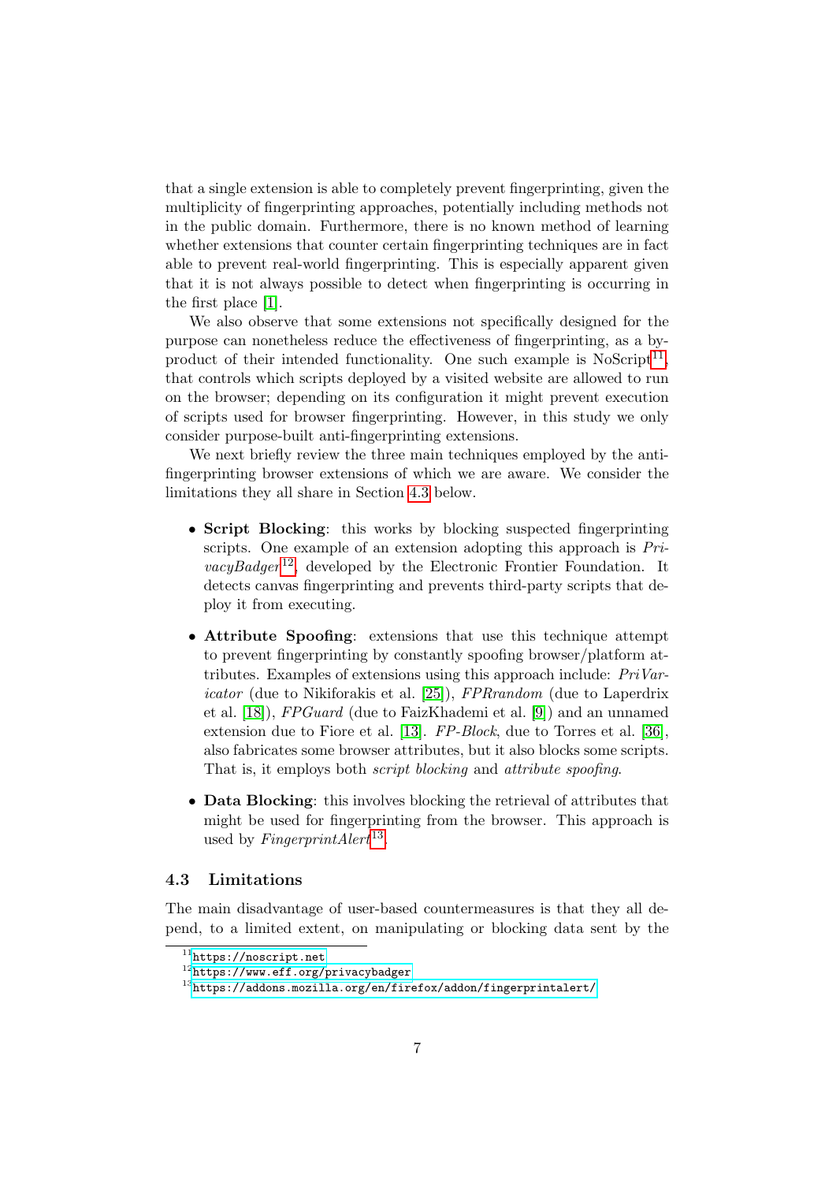that a single extension is able to completely prevent fingerprinting, given the multiplicity of fingerprinting approaches, potentially including methods not in the public domain. Furthermore, there is no known method of learning whether extensions that counter certain fingerprinting techniques are in fact able to prevent real-world fingerprinting. This is especially apparent given that it is not always possible to detect when fingerprinting is occurring in the first place [1].

We also observe that some extensions not specifically designed for the purpose can nonetheless reduce the effectiveness of fingerprinting, as a by-product of their intended functionality. One such example is NoScript[11], that controls which scripts deployed by a visited website are allowed to run on the browser; depending on its configuration it might prevent execution of scripts used for browser fingerprinting. However, in this study we only consider purpose-built anti-fingerprinting extensions.

We next briefly review the three main techniques employed by the anti-fingerprinting browser extensions of which we are aware. We consider the limitations they all share in Section 4.3 below.

- **Script Blocking**: this works by blocking suspected fingerprinting scripts. One example of an extension adopting this approach is *PrivacyBadger*[12], developed by the Electronic Frontier Foundation. It detects canvas fingerprinting and prevents third-party scripts that deploy it from executing.
- **Attribute Spoofing**: extensions that use this technique attempt to prevent fingerprinting by constantly spoofing browser/platform attributes. Examples of extensions using this approach include: *PriVaricator* (due to Nikiforakis et al. [25]), *FPRrandom* (due to Laperdrix et al. [18]), *FPGuard* (due to FaizKhademi et al. [9]) and an unnamed extension due to Fiore et al. [13]. *FP-Block*, due to Torres et al. [36], also fabricates some browser attributes, but it also blocks some scripts. That is, it employs both *script blocking* and *attribute spoofing*.
- **Data Blocking**: this involves blocking the retrieval of attributes that might be used for fingerprinting from the browser. This approach is used by *FingerprintAlert*[13].

### 4.3 Limitations

The main disadvantage of user-based countermeasures is that they all depend, to a limited extent, on manipulating or blocking data sent by the

[11] https://noscript.net

[12] https://www.eff.org/privacybadger

[13] https://addons.mozilla.org/en/firefox/addon/fingerprintalert/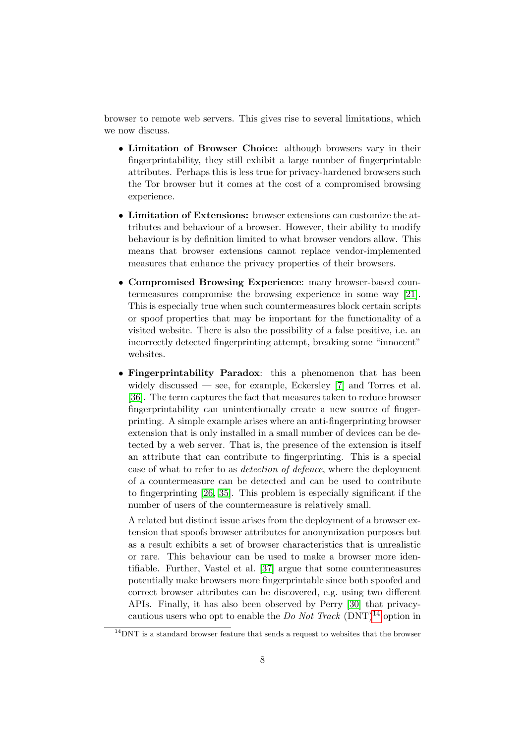browser to remote web servers. This gives rise to several limitations, which we now discuss.

- **Limitation of Browser Choice:** although browsers vary in their fingerprintability, they still exhibit a large number of fingerprintable attributes. Perhaps this is less true for privacy-hardened browsers such the Tor browser but it comes at the cost of a compromised browsing experience.

- **Limitation of Extensions:** browser extensions can customize the attributes and behaviour of a browser. However, their ability to modify behaviour is by definition limited to what browser vendors allow. This means that browser extensions cannot replace vendor-implemented measures that enhance the privacy properties of their browsers.

- **Compromised Browsing Experience**: many browser-based countermeasures compromise the browsing experience in some way [21]. This is especially true when such countermeasures block certain scripts or spoof properties that may be important for the functionality of a visited website. There is also the possibility of a false positive, i.e. an incorrectly detected fingerprinting attempt, breaking some "innocent" websites.

- **Fingerprintability Paradox**: this a phenomenon that has been widely discussed — see, for example, Eckersley [7] and Torres et al. [36]. The term captures the fact that measures taken to reduce browser fingerprintability can unintentionally create a new source of fingerprinting. A simple example arises where an anti-fingerprinting browser extension that is only installed in a small number of devices can be detected by a web server. That is, the presence of the extension is itself an attribute that can contribute to fingerprinting. This is a special case of what to refer to as *detection of defence*, where the deployment of a countermeasure can be detected and can be used to contribute to fingerprinting [26, 35]. This problem is especially significant if the number of users of the countermeasure is relatively small.

  A related but distinct issue arises from the deployment of a browser extension that spoofs browser attributes for anonymization purposes but as a result exhibits a set of browser characteristics that is unrealistic or rare. This behaviour can be used to make a browser more identifiable. Further, Vastel et al. [37] argue that some countermeasures potentially make browsers more fingerprintable since both spoofed and correct browser attributes can be discovered, e.g. using two different APIs. Finally, it has also been observed by Perry [30] that privacy-cautious users who opt to enable the *Do Not Track* (DNT)[14] option in

[14] DNT is a standard browser feature that sends a request to websites that the browser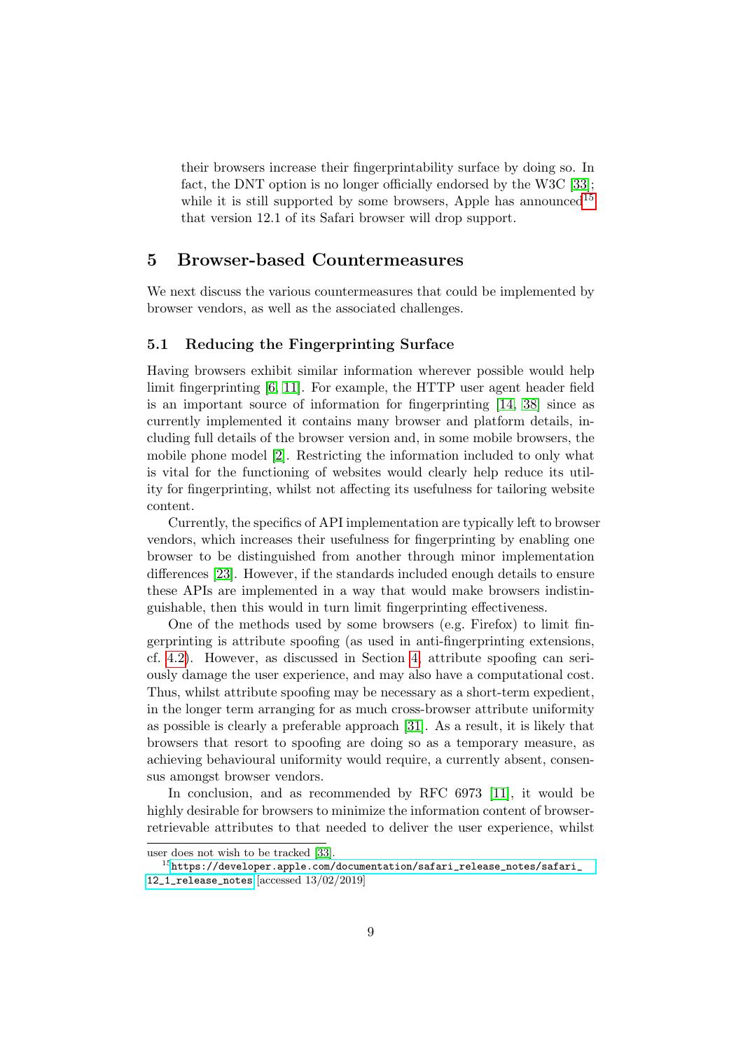their browsers increase their fingerprintability surface by doing so. In fact, the DNT option is no longer officially endorsed by the W3C [33]; while it is still supported by some browsers, Apple has announced[15] that version 12.1 of its Safari browser will drop support.

## 5 Browser-based Countermeasures

We next discuss the various countermeasures that could be implemented by browser vendors, as well as the associated challenges.

### 5.1 Reducing the Fingerprinting Surface

Having browsers exhibit similar information wherever possible would help limit fingerprinting [6, 11]. For example, the HTTP user agent header field is an important source of information for fingerprinting [14, 38] since as currently implemented it contains many browser and platform details, including full details of the browser version and, in some mobile browsers, the mobile phone model [2]. Restricting the information included to only what is vital for the functioning of websites would clearly help reduce its utility for fingerprinting, whilst not affecting its usefulness for tailoring website content.

Currently, the specifics of API implementation are typically left to browser vendors, which increases their usefulness for fingerprinting by enabling one browser to be distinguished from another through minor implementation differences [23]. However, if the standards included enough details to ensure these APIs are implemented in a way that would make browsers indistinguishable, then this would in turn limit fingerprinting effectiveness.

One of the methods used by some browsers (e.g. Firefox) to limit fingerprinting is attribute spoofing (as used in anti-fingerprinting extensions, cf. 4.2). However, as discussed in Section 4, attribute spoofing can seriously damage the user experience, and may also have a computational cost. Thus, whilst attribute spoofing may be necessary as a short-term expedient, in the longer term arranging for as much cross-browser attribute uniformity as possible is clearly a preferable approach [31]. As a result, it is likely that browsers that resort to spoofing are doing so as a temporary measure, as achieving behavioural uniformity would require, a currently absent, consensus amongst browser vendors.

In conclusion, and as recommended by RFC 6973 [11], it would be highly desirable for browsers to minimize the information content of browser-retrievable attributes to that needed to deliver the user experience, whilst

---

user does not wish to be tracked [33].

[15] `https://developer.apple.com/documentation/safari_release_notes/safari_12_1_release_notes` [accessed 13/02/2019]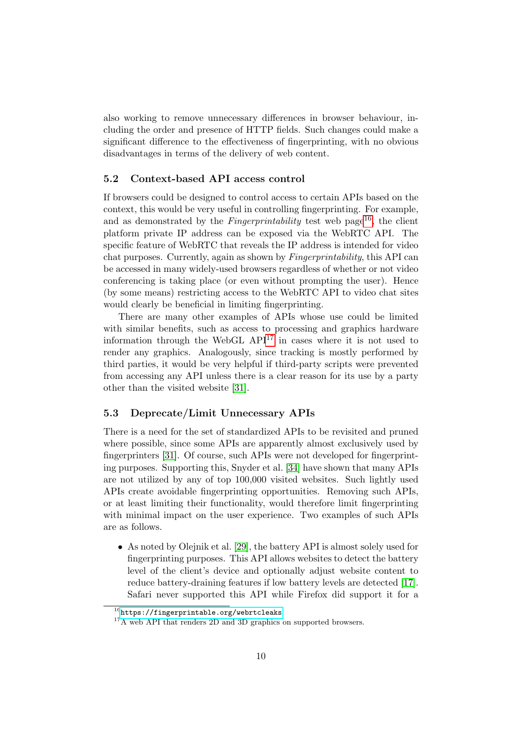also working to remove unnecessary differences in browser behaviour, including the order and presence of HTTP fields. Such changes could make a significant difference to the effectiveness of fingerprinting, with no obvious disadvantages in terms of the delivery of web content.

### 5.2 Context-based API access control

If browsers could be designed to control access to certain APIs based on the context, this would be very useful in controlling fingerprinting. For example, and as demonstrated by the *Fingerprintability* test web page[16], the client platform private IP address can be exposed via the WebRTC API. The specific feature of WebRTC that reveals the IP address is intended for video chat purposes. Currently, again as shown by *Fingerprintability*, this API can be accessed in many widely-used browsers regardless of whether or not video conferencing is taking place (or even without prompting the user). Hence (by some means) restricting access to the WebRTC API to video chat sites would clearly be beneficial in limiting fingerprinting.

There are many other examples of APIs whose use could be limited with similar benefits, such as access to processing and graphics hardware information through the WebGL API[17] in cases where it is not used to render any graphics. Analogously, since tracking is mostly performed by third parties, it would be very helpful if third-party scripts were prevented from accessing any API unless there is a clear reason for its use by a party other than the visited website [31].

### 5.3 Deprecate/Limit Unnecessary APIs

There is a need for the set of standardized APIs to be revisited and pruned where possible, since some APIs are apparently almost exclusively used by fingerprinters [31]. Of course, such APIs were not developed for fingerprinting purposes. Supporting this, Snyder et al. [34] have shown that many APIs are not utilized by any of top 100,000 visited websites. Such lightly used APIs create avoidable fingerprinting opportunities. Removing such APIs, or at least limiting their functionality, would therefore limit fingerprinting with minimal impact on the user experience. Two examples of such APIs are as follows.

- As noted by Olejnik et al. [29], the battery API is almost solely used for fingerprinting purposes. This API allows websites to detect the battery level of the client's device and optionally adjust website content to reduce battery-draining features if low battery levels are detected [17]. Safari never supported this API while Firefox did support it for a

[16] https://fingerprintable.org/webrtcleaks

[17] A web API that renders 2D and 3D graphics on supported browsers.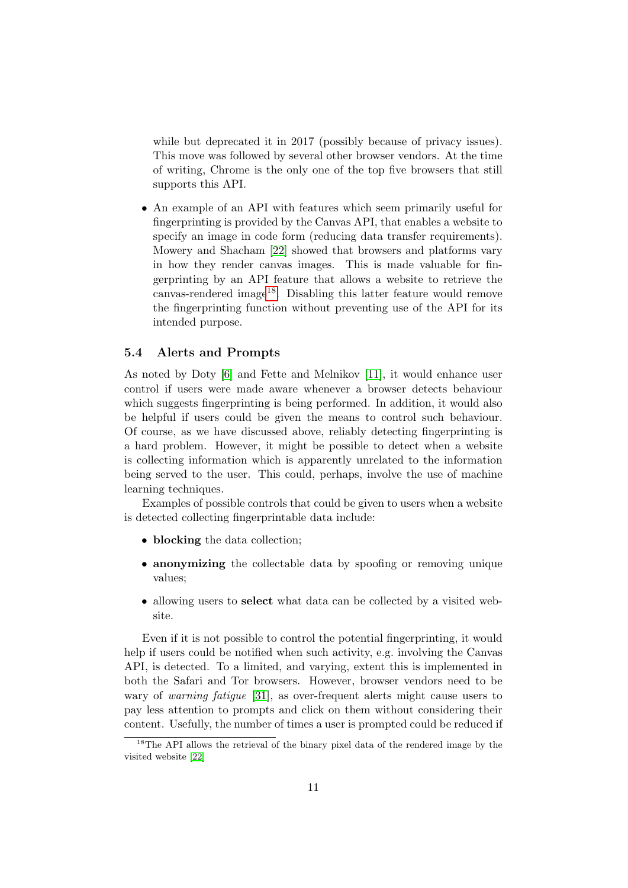while but deprecated it in 2017 (possibly because of privacy issues). This move was followed by several other browser vendors. At the time of writing, Chrome is the only one of the top five browsers that still supports this API.

- An example of an API with features which seem primarily useful for fingerprinting is provided by the Canvas API, that enables a website to specify an image in code form (reducing data transfer requirements). Mowery and Shacham [22] showed that browsers and platforms vary in how they render canvas images. This is made valuable for fingerprinting by an API feature that allows a website to retrieve the canvas-rendered image[18]. Disabling this latter feature would remove the fingerprinting function without preventing use of the API for its intended purpose.

### 5.4 Alerts and Prompts

As noted by Doty [6] and Fette and Melnikov [11], it would enhance user control if users were made aware whenever a browser detects behaviour which suggests fingerprinting is being performed. In addition, it would also be helpful if users could be given the means to control such behaviour. Of course, as we have discussed above, reliably detecting fingerprinting is a hard problem. However, it might be possible to detect when a website is collecting information which is apparently unrelated to the information being served to the user. This could, perhaps, involve the use of machine learning techniques.

Examples of possible controls that could be given to users when a website is detected collecting fingerprintable data include:

- **blocking** the data collection;
- **anonymizing** the collectable data by spoofing or removing unique values;
- allowing users to **select** what data can be collected by a visited website.

Even if it is not possible to control the potential fingerprinting, it would help if users could be notified when such activity, e.g. involving the Canvas API, is detected. To a limited, and varying, extent this is implemented in both the Safari and Tor browsers. However, browser vendors need to be wary of *warning fatigue* [31], as over-frequent alerts might cause users to pay less attention to prompts and click on them without considering their content. Usefully, the number of times a user is prompted could be reduced if

[18] The API allows the retrieval of the binary pixel data of the rendered image by the visited website [22]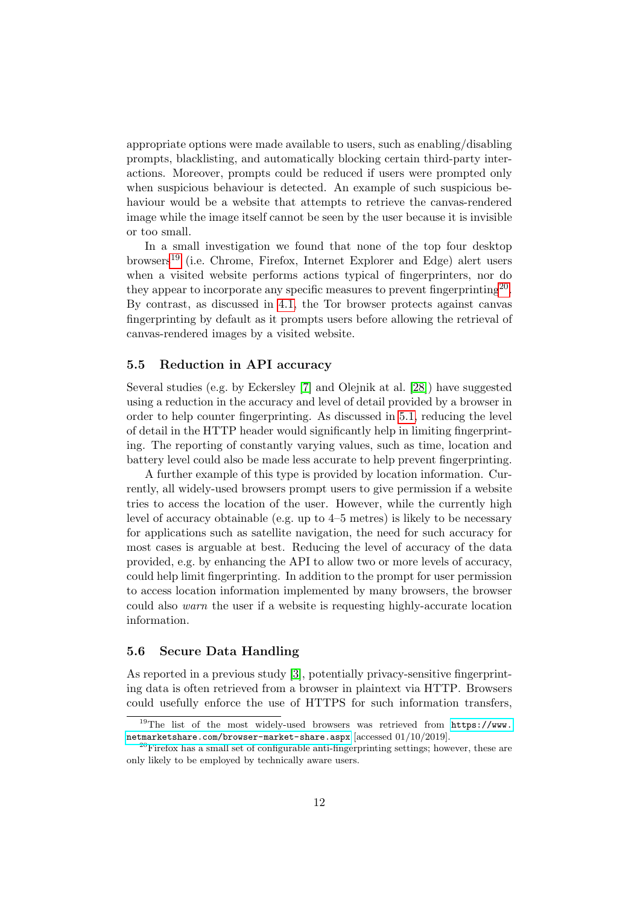appropriate options were made available to users, such as enabling/disabling prompts, blacklisting, and automatically blocking certain third-party interactions. Moreover, prompts could be reduced if users were prompted only when suspicious behaviour is detected. An example of such suspicious behaviour would be a website that attempts to retrieve the canvas-rendered image while the image itself cannot be seen by the user because it is invisible or too small.

In a small investigation we found that none of the top four desktop browsers[19] (i.e. Chrome, Firefox, Internet Explorer and Edge) alert users when a visited website performs actions typical of fingerprinters, nor do they appear to incorporate any specific measures to prevent fingerprinting[20]. By contrast, as discussed in 4.1, the Tor browser protects against canvas fingerprinting by default as it prompts users before allowing the retrieval of canvas-rendered images by a visited website.

### 5.5 Reduction in API accuracy

Several studies (e.g. by Eckersley [7] and Olejnik at al. [28]) have suggested using a reduction in the accuracy and level of detail provided by a browser in order to help counter fingerprinting. As discussed in 5.1, reducing the level of detail in the HTTP header would significantly help in limiting fingerprinting. The reporting of constantly varying values, such as time, location and battery level could also be made less accurate to help prevent fingerprinting.

A further example of this type is provided by location information. Currently, all widely-used browsers prompt users to give permission if a website tries to access the location of the user. However, while the currently high level of accuracy obtainable (e.g. up to 4–5 metres) is likely to be necessary for applications such as satellite navigation, the need for such accuracy for most cases is arguable at best. Reducing the level of accuracy of the data provided, e.g. by enhancing the API to allow two or more levels of accuracy, could help limit fingerprinting. In addition to the prompt for user permission to access location information implemented by many browsers, the browser could also *warn* the user if a website is requesting highly-accurate location information.

### 5.6 Secure Data Handling

As reported in a previous study [3], potentially privacy-sensitive fingerprinting data is often retrieved from a browser in plaintext via HTTP. Browsers could usefully enforce the use of HTTPS for such information transfers,

[19] The list of the most widely-used browsers was retrieved from `https://www.netmarketshare.com/browser-market-share.aspx` [accessed 01/10/2019].

[20] Firefox has a small set of configurable anti-fingerprinting settings; however, these are only likely to be employed by technically aware users.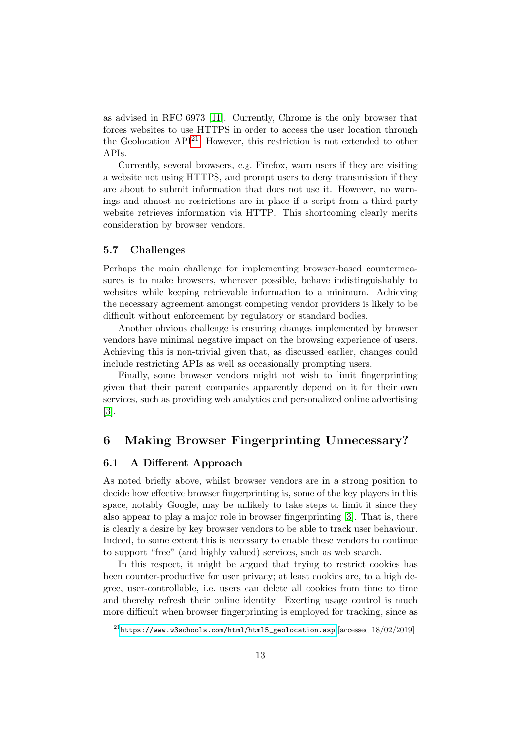as advised in RFC 6973 [11]. Currently, Chrome is the only browser that forces websites to use HTTPS in order to access the user location through the Geolocation API[21]. However, this restriction is not extended to other APIs.

Currently, several browsers, e.g. Firefox, warn users if they are visiting a website not using HTTPS, and prompt users to deny transmission if they are about to submit information that does not use it. However, no warnings and almost no restrictions are in place if a script from a third-party website retrieves information via HTTP. This shortcoming clearly merits consideration by browser vendors.

### 5.7 Challenges

Perhaps the main challenge for implementing browser-based countermeasures is to make browsers, wherever possible, behave indistinguishably to websites while keeping retrievable information to a minimum. Achieving the necessary agreement amongst competing vendor providers is likely to be difficult without enforcement by regulatory or standard bodies.

Another obvious challenge is ensuring changes implemented by browser vendors have minimal negative impact on the browsing experience of users. Achieving this is non-trivial given that, as discussed earlier, changes could include restricting APIs as well as occasionally prompting users.

Finally, some browser vendors might not wish to limit fingerprinting given that their parent companies apparently depend on it for their own services, such as providing web analytics and personalized online advertising [3].

## 6 Making Browser Fingerprinting Unnecessary?

### 6.1 A Different Approach

As noted briefly above, whilst browser vendors are in a strong position to decide how effective browser fingerprinting is, some of the key players in this space, notably Google, may be unlikely to take steps to limit it since they also appear to play a major role in browser fingerprinting [3]. That is, there is clearly a desire by key browser vendors to be able to track user behaviour. Indeed, to some extent this is necessary to enable these vendors to continue to support "free" (and highly valued) services, such as web search.

In this respect, it might be argued that trying to restrict cookies has been counter-productive for user privacy; at least cookies are, to a high degree, user-controllable, i.e. users can delete all cookies from time to time and thereby refresh their online identity. Exerting usage control is much more difficult when browser fingerprinting is employed for tracking, since as

[21] https://www.w3schools.com/html/html5_geolocation.asp [accessed 18/02/2019]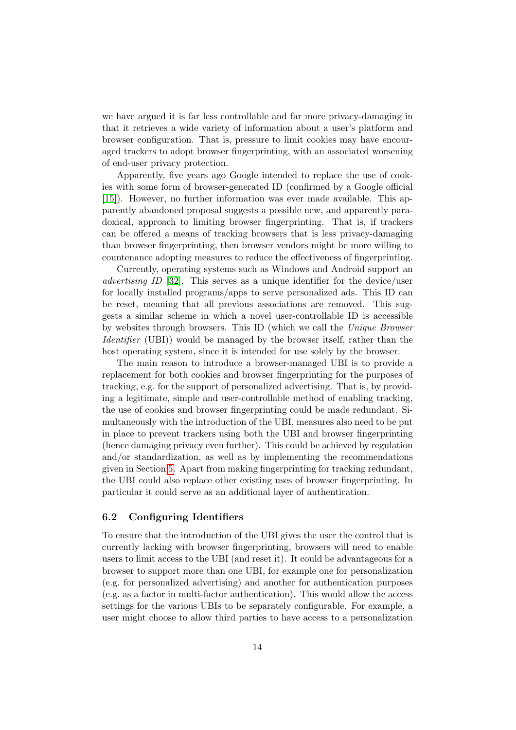we have argued it is far less controllable and far more privacy-damaging in that it retrieves a wide variety of information about a user's platform and browser configuration. That is, pressure to limit cookies may have encouraged trackers to adopt browser fingerprinting, with an associated worsening of end-user privacy protection.

Apparently, five years ago Google intended to replace the use of cookies with some form of browser-generated ID (confirmed by a Google official [15]). However, no further information was ever made available. This apparently abandoned proposal suggests a possible new, and apparently paradoxical, approach to limiting browser fingerprinting. That is, if trackers can be offered a means of tracking browsers that is less privacy-damaging than browser fingerprinting, then browser vendors might be more willing to countenance adopting measures to reduce the effectiveness of fingerprinting.

Currently, operating systems such as Windows and Android support an *advertising ID* [32]. This serves as a unique identifier for the device/user for locally installed programs/apps to serve personalized ads. This ID can be reset, meaning that all previous associations are removed. This suggests a similar scheme in which a novel user-controllable ID is accessible by websites through browsers. This ID (which we call the *Unique Browser Identifier* (UBI)) would be managed by the browser itself, rather than the host operating system, since it is intended for use solely by the browser.

The main reason to introduce a browser-managed UBI is to provide a replacement for both cookies and browser fingerprinting for the purposes of tracking, e.g. for the support of personalized advertising. That is, by providing a legitimate, simple and user-controllable method of enabling tracking, the use of cookies and browser fingerprinting could be made redundant. Simultaneously with the introduction of the UBI, measures also need to be put in place to prevent trackers using both the UBI and browser fingerprinting (hence damaging privacy even further). This could be achieved by regulation and/or standardization, as well as by implementing the recommendations given in Section 5. Apart from making fingerprinting for tracking redundant, the UBI could also replace other existing uses of browser fingerprinting. In particular it could serve as an additional layer of authentication.

### 6.2 Configuring Identifiers

To ensure that the introduction of the UBI gives the user the control that is currently lacking with browser fingerprinting, browsers will need to enable users to limit access to the UBI (and reset it). It could be advantageous for a browser to support more than one UBI, for example one for personalization (e.g. for personalized advertising) and another for authentication purposes (e.g. as a factor in multi-factor authentication). This would allow the access settings for the various UBIs to be separately configurable. For example, a user might choose to allow third parties to have access to a personalization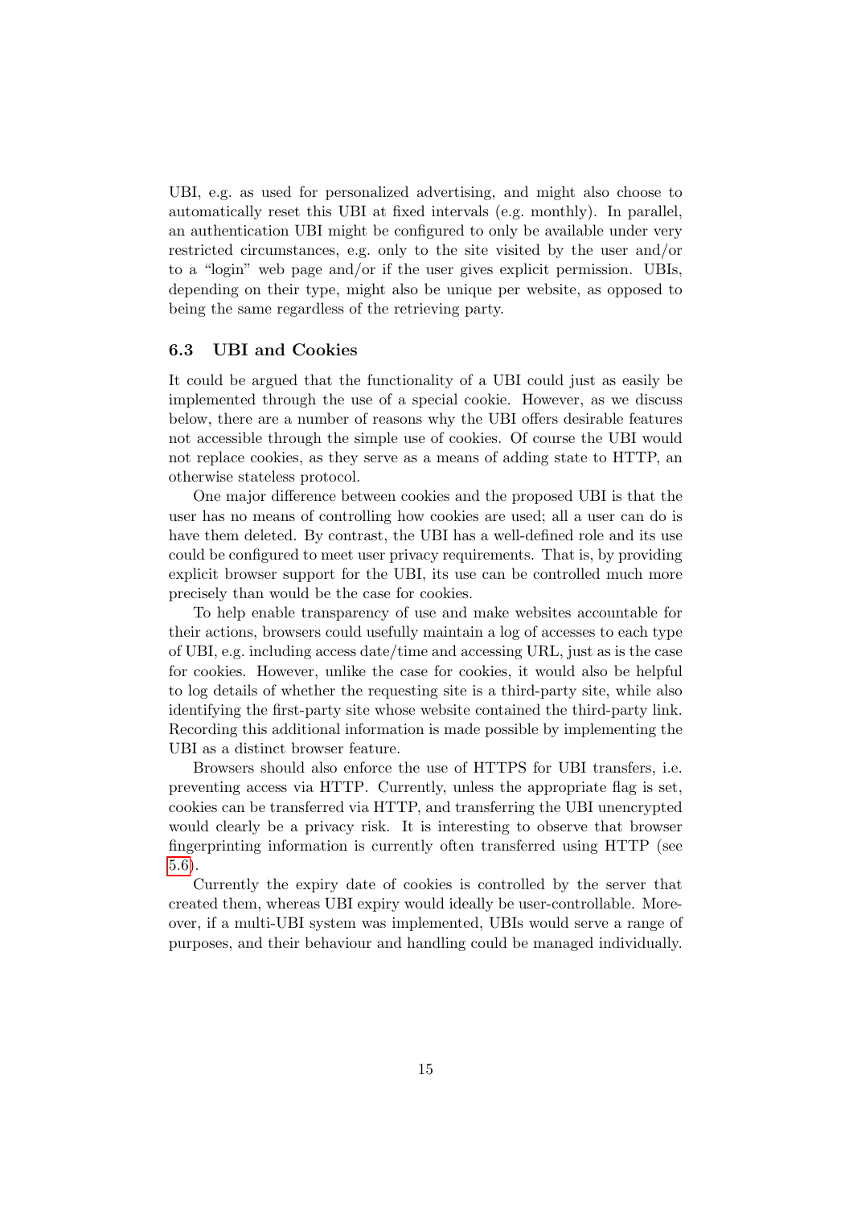UBI, e.g. as used for personalized advertising, and might also choose to automatically reset this UBI at fixed intervals (e.g. monthly). In parallel, an authentication UBI might be configured to only be available under very restricted circumstances, e.g. only to the site visited by the user and/or to a "login" web page and/or if the user gives explicit permission. UBIs, depending on their type, might also be unique per website, as opposed to being the same regardless of the retrieving party.

### 6.3 UBI and Cookies

It could be argued that the functionality of a UBI could just as easily be implemented through the use of a special cookie. However, as we discuss below, there are a number of reasons why the UBI offers desirable features not accessible through the simple use of cookies. Of course the UBI would not replace cookies, as they serve as a means of adding state to HTTP, an otherwise stateless protocol.

One major difference between cookies and the proposed UBI is that the user has no means of controlling how cookies are used; all a user can do is have them deleted. By contrast, the UBI has a well-defined role and its use could be configured to meet user privacy requirements. That is, by providing explicit browser support for the UBI, its use can be controlled much more precisely than would be the case for cookies.

To help enable transparency of use and make websites accountable for their actions, browsers could usefully maintain a log of accesses to each type of UBI, e.g. including access date/time and accessing URL, just as is the case for cookies. However, unlike the case for cookies, it would also be helpful to log details of whether the requesting site is a third-party site, while also identifying the first-party site whose website contained the third-party link. Recording this additional information is made possible by implementing the UBI as a distinct browser feature.

Browsers should also enforce the use of HTTPS for UBI transfers, i.e. preventing access via HTTP. Currently, unless the appropriate flag is set, cookies can be transferred via HTTP, and transferring the UBI unencrypted would clearly be a privacy risk. It is interesting to observe that browser fingerprinting information is currently often transferred using HTTP (see 5.6).

Currently the expiry date of cookies is controlled by the server that created them, whereas UBI expiry would ideally be user-controllable. Moreover, if a multi-UBI system was implemented, UBIs would serve a range of purposes, and their behaviour and handling could be managed individually.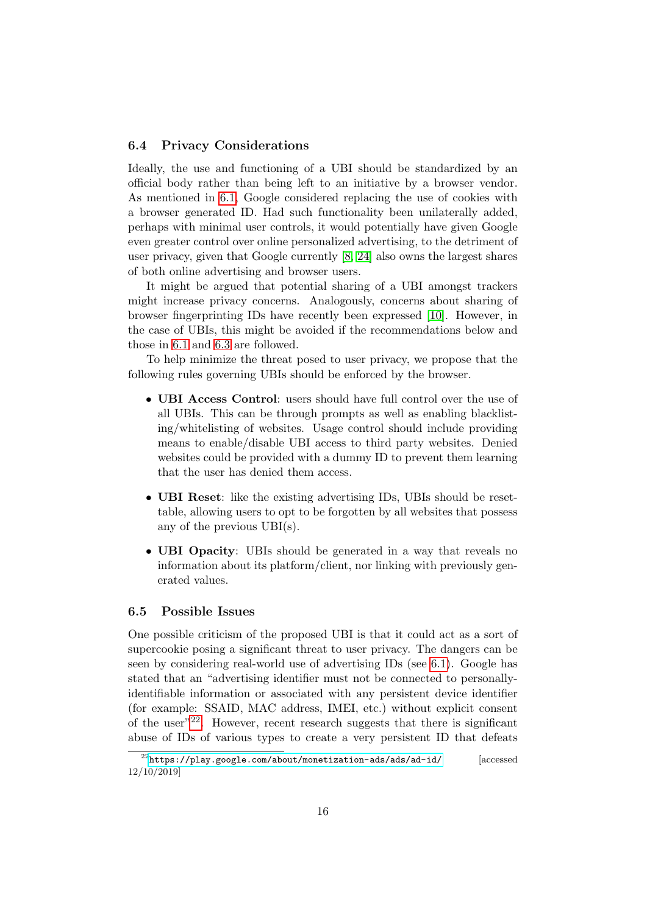### 6.4 Privacy Considerations

Ideally, the use and functioning of a UBI should be standardized by an official body rather than being left to an initiative by a browser vendor. As mentioned in 6.1, Google considered replacing the use of cookies with a browser generated ID. Had such functionality been unilaterally added, perhaps with minimal user controls, it would potentially have given Google even greater control over online personalized advertising, to the detriment of user privacy, given that Google currently [8, 24] also owns the largest shares of both online advertising and browser users.

It might be argued that potential sharing of a UBI amongst trackers might increase privacy concerns. Analogously, concerns about sharing of browser fingerprinting IDs have recently been expressed [10]. However, in the case of UBIs, this might be avoided if the recommendations below and those in 6.1 and 6.3 are followed.

To help minimize the threat posed to user privacy, we propose that the following rules governing UBIs should be enforced by the browser.

- **UBI Access Control**: users should have full control over the use of all UBIs. This can be through prompts as well as enabling blacklisting/whitelisting of websites. Usage control should include providing means to enable/disable UBI access to third party websites. Denied websites could be provided with a dummy ID to prevent them learning that the user has denied them access.
- **UBI Reset**: like the existing advertising IDs, UBIs should be resettable, allowing users to opt to be forgotten by all websites that possess any of the previous UBI(s).
- **UBI Opacity**: UBIs should be generated in a way that reveals no information about its platform/client, nor linking with previously generated values.

### 6.5 Possible Issues

One possible criticism of the proposed UBI is that it could act as a sort of supercookie posing a significant threat to user privacy. The dangers can be seen by considering real-world use of advertising IDs (see 6.1). Google has stated that an "advertising identifier must not be connected to personally-identifiable information or associated with any persistent device identifier (for example: SSAID, MAC address, IMEI, etc.) without explicit consent of the user"[22]. However, recent research suggests that there is significant abuse of IDs of various types to create a very persistent ID that defeats

[22] https://play.google.com/about/monetization-ads/ads/ad-id/ [accessed 12/10/2019]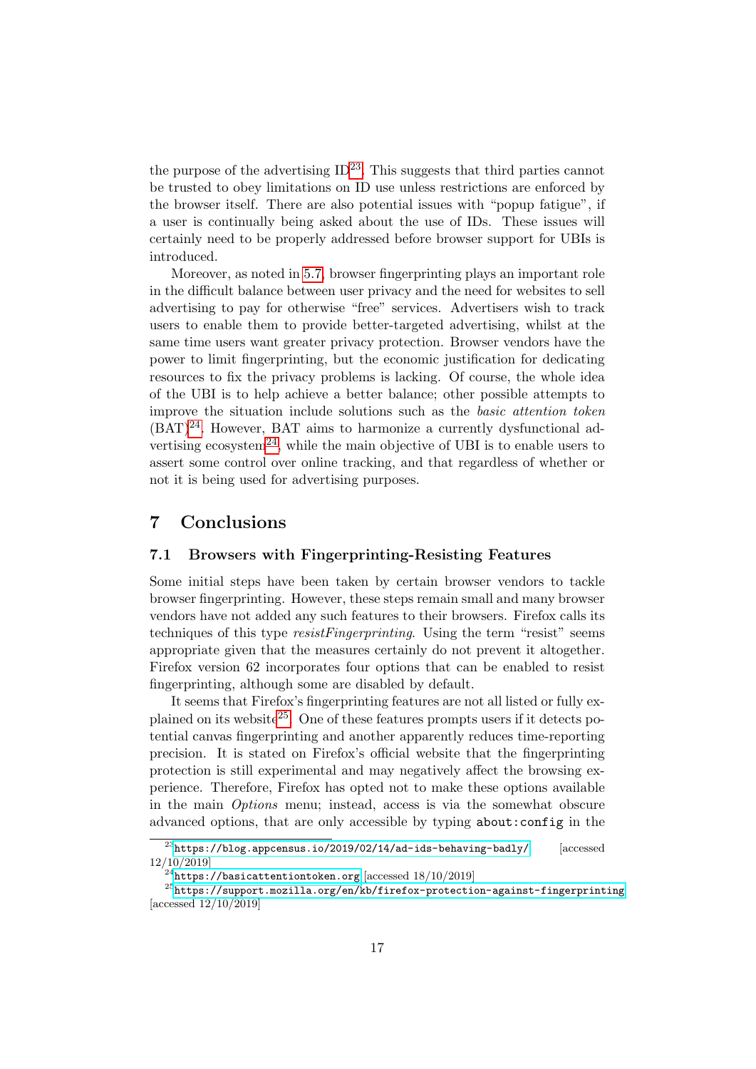the purpose of the advertising ID[23]. This suggests that third parties cannot be trusted to obey limitations on ID use unless restrictions are enforced by the browser itself. There are also potential issues with "popup fatigue", if a user is continually being asked about the use of IDs. These issues will certainly need to be properly addressed before browser support for UBIs is introduced.

Moreover, as noted in 5.7, browser fingerprinting plays an important role in the difficult balance between user privacy and the need for websites to sell advertising to pay for otherwise "free" services. Advertisers wish to track users to enable them to provide better-targeted advertising, whilst at the same time users want greater privacy protection. Browser vendors have the power to limit fingerprinting, but the economic justification for dedicating resources to fix the privacy problems is lacking. Of course, the whole idea of the UBI is to help achieve a better balance; other possible attempts to improve the situation include solutions such as the *basic attention token* (BAT)[24]. However, BAT aims to harmonize a currently dysfunctional advertising ecosystem[24], while the main objective of UBI is to enable users to assert some control over online tracking, and that regardless of whether or not it is being used for advertising purposes.

# 7 Conclusions

## 7.1 Browsers with Fingerprinting-Resisting Features

Some initial steps have been taken by certain browser vendors to tackle browser fingerprinting. However, these steps remain small and many browser vendors have not added any such features to their browsers. Firefox calls its techniques of this type *resistFingerprinting*. Using the term "resist" seems appropriate given that the measures certainly do not prevent it altogether. Firefox version 62 incorporates four options that can be enabled to resist fingerprinting, although some are disabled by default.

It seems that Firefox's fingerprinting features are not all listed or fully explained on its website[25]. One of these features prompts users if it detects potential canvas fingerprinting and another apparently reduces time-reporting precision. It is stated on Firefox's official website that the fingerprinting protection is still experimental and may negatively affect the browsing experience. Therefore, Firefox has opted not to make these options available in the main *Options* menu; instead, access is via the somewhat obscure advanced options, that are only accessible by typing `about:config` in the

---

[23] https://blog.appcensus.io/2019/02/14/ad-ids-behaving-badly/ [accessed 12/10/2019]

[24] https://basicattentiontoken.org [accessed 18/10/2019]

[25] https://support.mozilla.org/en/kb/firefox-protection-against-fingerprinting [accessed 12/10/2019]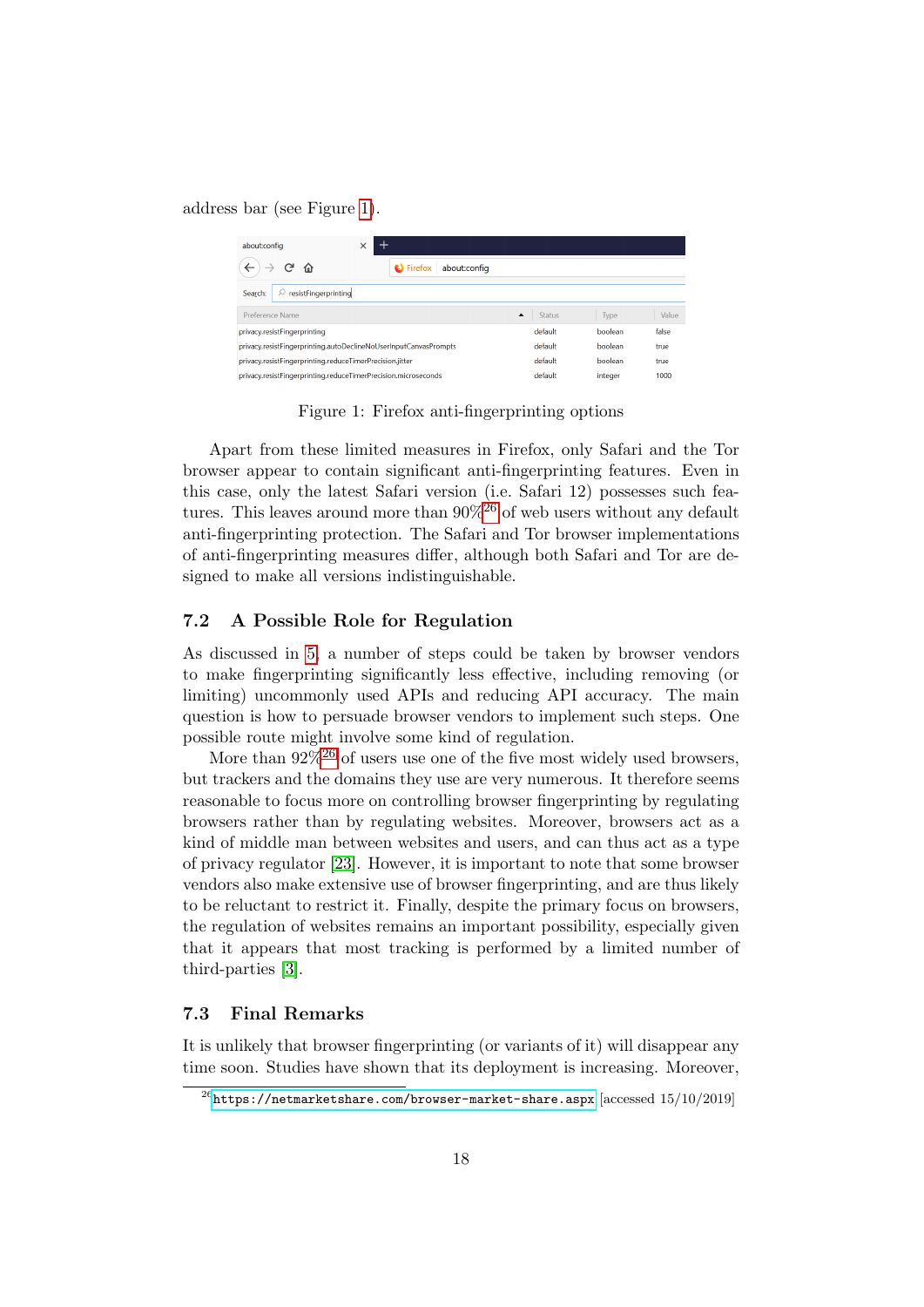address bar (see Figure 1).

| Preference Name | Status | Type | Value |
| --- | --- | --- | --- |
| privacy.resistFingerprinting | default | boolean | false |
| privacy.resistFingerprinting.autoDeclineNoUserInputCanvasPrompts | default | boolean | true |
| privacy.resistFingerprinting.reduceTimerPrecision.jitter | default | boolean | true |
| privacy.resistFingerprinting.reduceTimerPrecision.microseconds | default | integer | 1000 |

Figure 1: Firefox anti-fingerprinting options

Apart from these limited measures in Firefox, only Safari and the Tor browser appear to contain significant anti-fingerprinting features. Even in this case, only the latest Safari version (i.e. Safari 12) possesses such features. This leaves around more than 90%[26] of web users without any default anti-fingerprinting protection. The Safari and Tor browser implementations of anti-fingerprinting measures differ, although both Safari and Tor are designed to make all versions indistinguishable.

### 7.2 A Possible Role for Regulation

As discussed in 5, a number of steps could be taken by browser vendors to make fingerprinting significantly less effective, including removing (or limiting) uncommonly used APIs and reducing API accuracy. The main question is how to persuade browser vendors to implement such steps. One possible route might involve some kind of regulation.

More than 92%[26] of users use one of the five most widely used browsers, but trackers and the domains they use are very numerous. It therefore seems reasonable to focus more on controlling browser fingerprinting by regulating browsers rather than by regulating websites. Moreover, browsers act as a kind of middle man between websites and users, and can thus act as a type of privacy regulator [23]. However, it is important to note that some browser vendors also make extensive use of browser fingerprinting, and are thus likely to be reluctant to restrict it. Finally, despite the primary focus on browsers, the regulation of websites remains an important possibility, especially given that it appears that most tracking is performed by a limited number of third-parties [3].

### 7.3 Final Remarks

It is unlikely that browser fingerprinting (or variants of it) will disappear any time soon. Studies have shown that its deployment is increasing. Moreover,

[26] https://netmarketshare.com/browser-market-share.aspx [accessed 15/10/2019]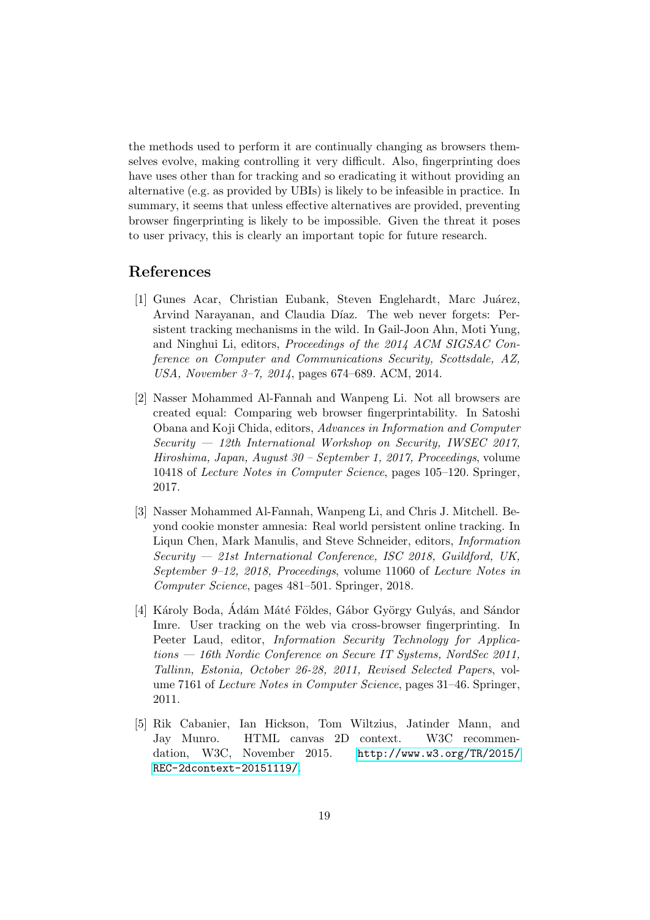the methods used to perform it are continually changing as browsers themselves evolve, making controlling it very difficult. Also, fingerprinting does have uses other than for tracking and so eradicating it without providing an alternative (e.g. as provided by UBIs) is likely to be infeasible in practice. In summary, it seems that unless effective alternatives are provided, preventing browser fingerprinting is likely to be impossible. Given the threat it poses to user privacy, this is clearly an important topic for future research.

## References

[1] Gunes Acar, Christian Eubank, Steven Englehardt, Marc Juárez, Arvind Narayanan, and Claudia Díaz. The web never forgets: Persistent tracking mechanisms in the wild. In Gail-Joon Ahn, Moti Yung, and Ninghui Li, editors, *Proceedings of the 2014 ACM SIGSAC Conference on Computer and Communications Security, Scottsdale, AZ, USA, November 3–7, 2014*, pages 674–689. ACM, 2014.

[2] Nasser Mohammed Al-Fannah and Wanpeng Li. Not all browsers are created equal: Comparing web browser fingerprintability. In Satoshi Obana and Koji Chida, editors, *Advances in Information and Computer Security — 12th International Workshop on Security, IWSEC 2017, Hiroshima, Japan, August 30 – September 1, 2017, Proceedings*, volume 10418 of *Lecture Notes in Computer Science*, pages 105–120. Springer, 2017.

[3] Nasser Mohammed Al-Fannah, Wanpeng Li, and Chris J. Mitchell. Beyond cookie monster amnesia: Real world persistent online tracking. In Liqun Chen, Mark Manulis, and Steve Schneider, editors, *Information Security — 21st International Conference, ISC 2018, Guildford, UK, September 9–12, 2018, Proceedings*, volume 11060 of *Lecture Notes in Computer Science*, pages 481–501. Springer, 2018.

[4] Károly Boda, Ádám Máté Földes, Gábor György Gulyás, and Sándor Imre. User tracking on the web via cross-browser fingerprinting. In Peeter Laud, editor, *Information Security Technology for Applications — 16th Nordic Conference on Secure IT Systems, NordSec 2011, Tallinn, Estonia, October 26-28, 2011, Revised Selected Papers*, volume 7161 of *Lecture Notes in Computer Science*, pages 31–46. Springer, 2011.

[5] Rik Cabanier, Ian Hickson, Tom Wiltzius, Jatinder Mann, and Jay Munro. HTML canvas 2D context. W3C recommendation, W3C, November 2015. http://www.w3.org/TR/2015/REC-2dcontext-20151119/.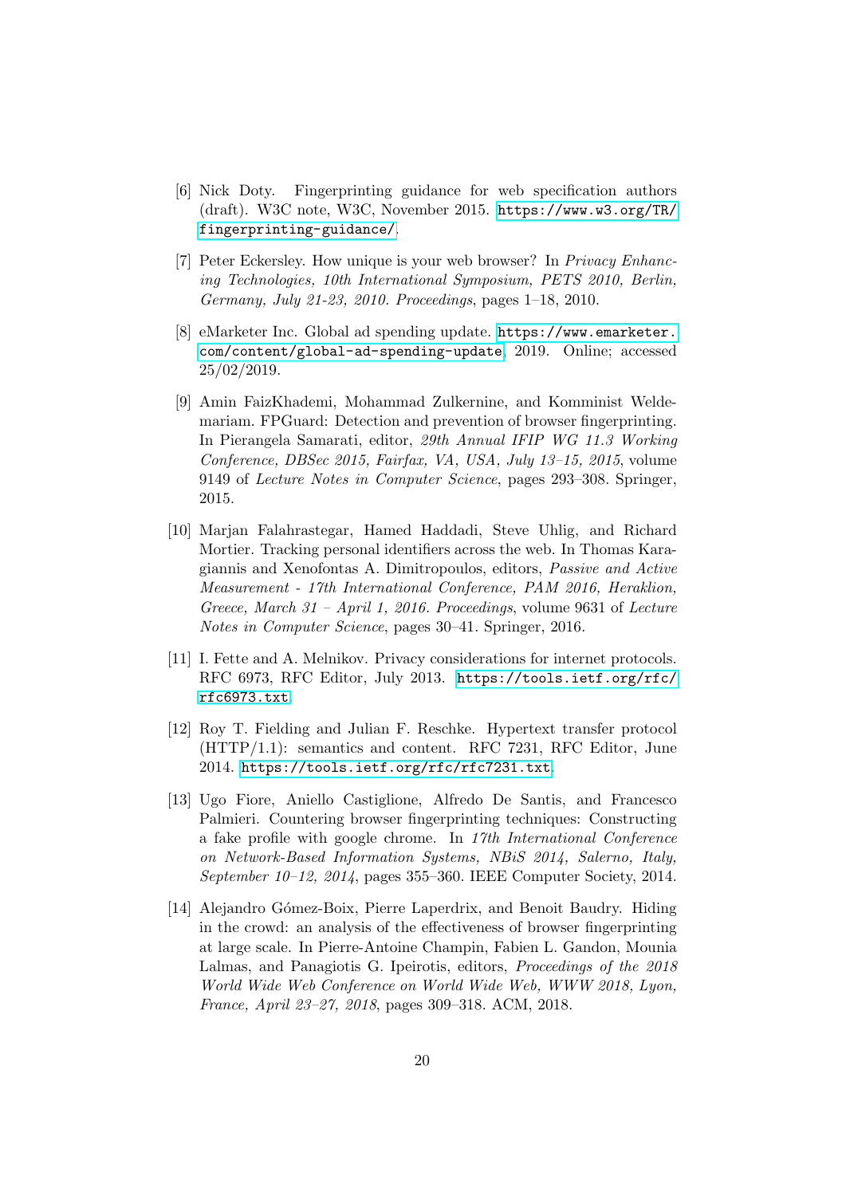[6] Nick Doty. Fingerprinting guidance for web specification authors (draft). W3C note, W3C, November 2015. https://www.w3.org/TR/fingerprinting-guidance/.

[7] Peter Eckersley. How unique is your web browser? In *Privacy Enhancing Technologies, 10th International Symposium, PETS 2010, Berlin, Germany, July 21-23, 2010. Proceedings*, pages 1–18, 2010.

[8] eMarketer Inc. Global ad spending update. https://www.emarketer.com/content/global-ad-spending-update, 2019. Online; accessed 25/02/2019.

[9] Amin FaizKhademi, Mohammad Zulkernine, and Komminist Weldemariam. FPGuard: Detection and prevention of browser fingerprinting. In Pierangela Samarati, editor, *29th Annual IFIP WG 11.3 Working Conference, DBSec 2015, Fairfax, VA, USA, July 13–15, 2015*, volume 9149 of *Lecture Notes in Computer Science*, pages 293–308. Springer, 2015.

[10] Marjan Falahrastegar, Hamed Haddadi, Steve Uhlig, and Richard Mortier. Tracking personal identifiers across the web. In Thomas Karagiannis and Xenofontas A. Dimitropoulos, editors, *Passive and Active Measurement - 17th International Conference, PAM 2016, Heraklion, Greece, March 31 – April 1, 2016. Proceedings*, volume 9631 of *Lecture Notes in Computer Science*, pages 30–41. Springer, 2016.

[11] I. Fette and A. Melnikov. Privacy considerations for internet protocols. RFC 6973, RFC Editor, July 2013. https://tools.ietf.org/rfc/rfc6973.txt.

[12] Roy T. Fielding and Julian F. Reschke. Hypertext transfer protocol (HTTP/1.1): semantics and content. RFC 7231, RFC Editor, June 2014. https://tools.ietf.org/rfc/rfc7231.txt.

[13] Ugo Fiore, Aniello Castiglione, Alfredo De Santis, and Francesco Palmieri. Countering browser fingerprinting techniques: Constructing a fake profile with google chrome. In *17th International Conference on Network-Based Information Systems, NBiS 2014, Salerno, Italy, September 10–12, 2014*, pages 355–360. IEEE Computer Society, 2014.

[14] Alejandro Gómez-Boix, Pierre Laperdrix, and Benoit Baudry. Hiding in the crowd: an analysis of the effectiveness of browser fingerprinting at large scale. In Pierre-Antoine Champin, Fabien L. Gandon, Mounia Lalmas, and Panagiotis G. Ipeirotis, editors, *Proceedings of the 2018 World Wide Web Conference on World Wide Web, WWW 2018, Lyon, France, April 23–27, 2018*, pages 309–318. ACM, 2018.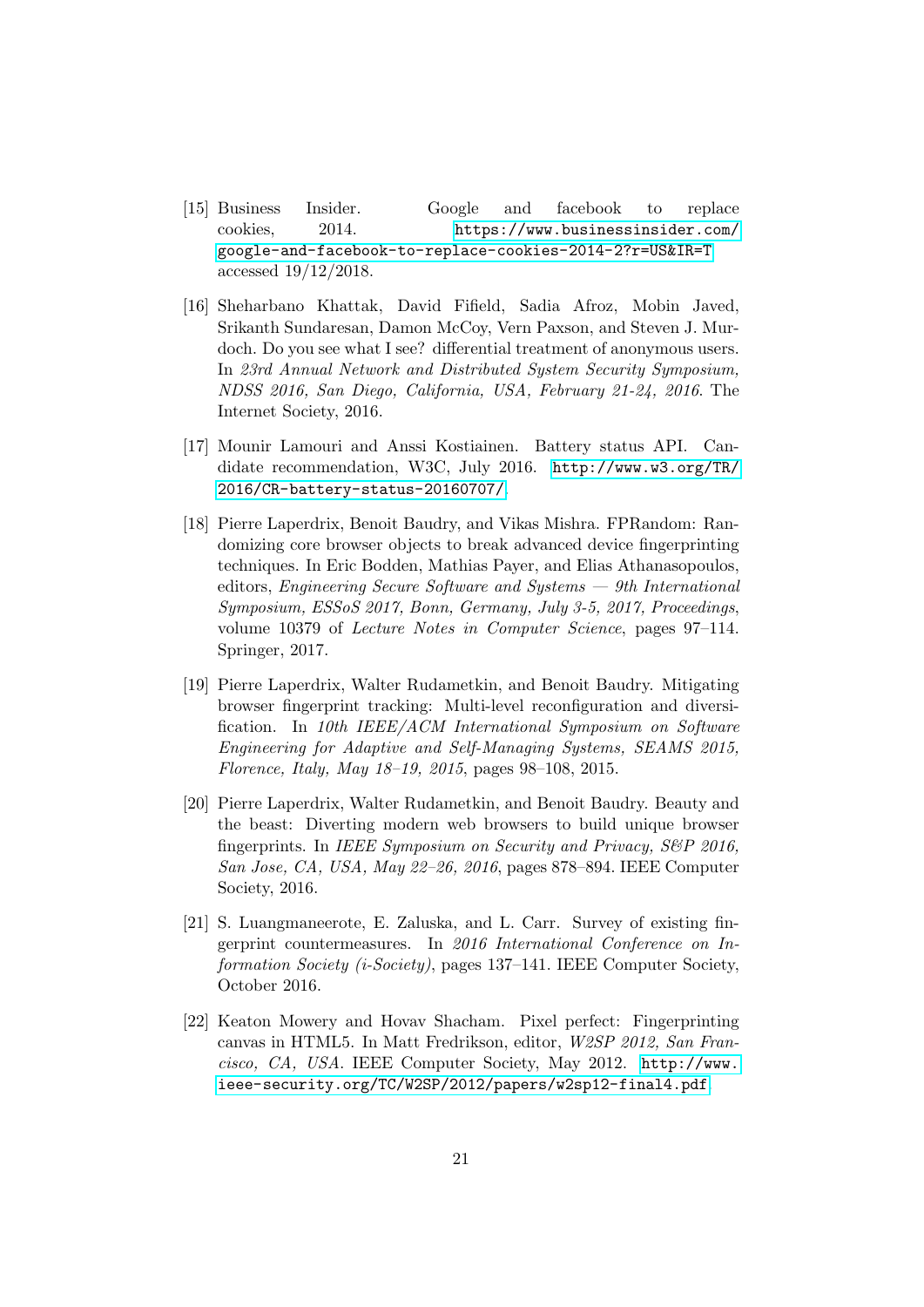[15] Business Insider. Google and facebook to replace cookies, 2014. https://www.businessinsider.com/google-and-facebook-to-replace-cookies-2014-2?r=US&IR=T accessed 19/12/2018.

[16] Sheharbano Khattak, David Fifield, Sadia Afroz, Mobin Javed, Srikanth Sundaresan, Damon McCoy, Vern Paxson, and Steven J. Murdoch. Do you see what I see? differential treatment of anonymous users. In *23rd Annual Network and Distributed System Security Symposium, NDSS 2016, San Diego, California, USA, February 21-24, 2016*. The Internet Society, 2016.

[17] Mounir Lamouri and Anssi Kostiainen. Battery status API. Candidate recommendation, W3C, July 2016. http://www.w3.org/TR/2016/CR-battery-status-20160707/.

[18] Pierre Laperdrix, Benoit Baudry, and Vikas Mishra. FPRandom: Randomizing core browser objects to break advanced device fingerprinting techniques. In Eric Bodden, Mathias Payer, and Elias Athanasopoulos, editors, *Engineering Secure Software and Systems — 9th International Symposium, ESSoS 2017, Bonn, Germany, July 3-5, 2017, Proceedings*, volume 10379 of *Lecture Notes in Computer Science*, pages 97–114. Springer, 2017.

[19] Pierre Laperdrix, Walter Rudametkin, and Benoit Baudry. Mitigating browser fingerprint tracking: Multi-level reconfiguration and diversification. In *10th IEEE/ACM International Symposium on Software Engineering for Adaptive and Self-Managing Systems, SEAMS 2015, Florence, Italy, May 18–19, 2015*, pages 98–108, 2015.

[20] Pierre Laperdrix, Walter Rudametkin, and Benoit Baudry. Beauty and the beast: Diverting modern web browsers to build unique browser fingerprints. In *IEEE Symposium on Security and Privacy, S&P 2016, San Jose, CA, USA, May 22–26, 2016*, pages 878–894. IEEE Computer Society, 2016.

[21] S. Luangmaneerote, E. Zaluska, and L. Carr. Survey of existing fingerprint countermeasures. In *2016 International Conference on Information Society (i-Society)*, pages 137–141. IEEE Computer Society, October 2016.

[22] Keaton Mowery and Hovav Shacham. Pixel perfect: Fingerprinting canvas in HTML5. In Matt Fredrikson, editor, *W2SP 2012, San Francisco, CA, USA*. IEEE Computer Society, May 2012. http://www.ieee-security.org/TC/W2SP/2012/papers/w2sp12-final4.pdf.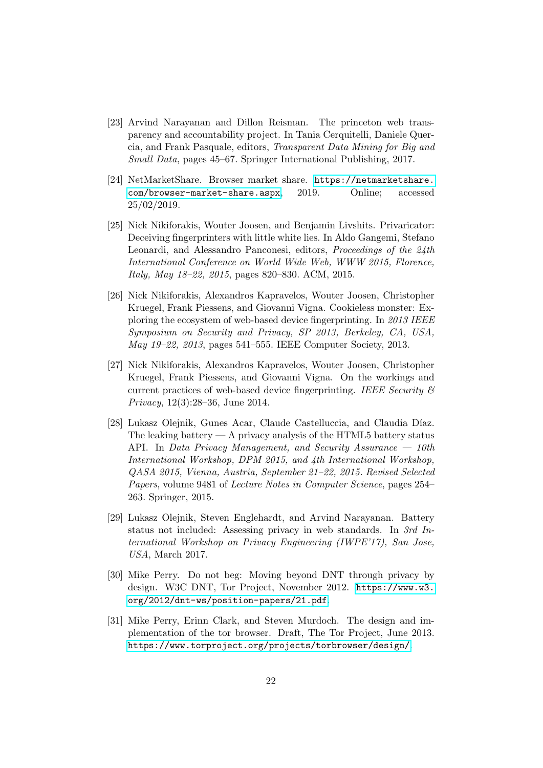[23] Arvind Narayanan and Dillon Reisman. The princeton web transparency and accountability project. In Tania Cerquitelli, Daniele Quercia, and Frank Pasquale, editors, *Transparent Data Mining for Big and Small Data*, pages 45–67. Springer International Publishing, 2017.

[24] NetMarketShare. Browser market share. https://netmarketshare.com/browser-market-share.aspx, 2019. Online; accessed 25/02/2019.

[25] Nick Nikiforakis, Wouter Joosen, and Benjamin Livshits. Privaricator: Deceiving fingerprinters with little white lies. In Aldo Gangemi, Stefano Leonardi, and Alessandro Panconesi, editors, *Proceedings of the 24th International Conference on World Wide Web, WWW 2015, Florence, Italy, May 18–22, 2015*, pages 820–830. ACM, 2015.

[26] Nick Nikiforakis, Alexandros Kapravelos, Wouter Joosen, Christopher Kruegel, Frank Piessens, and Giovanni Vigna. Cookieless monster: Exploring the ecosystem of web-based device fingerprinting. In *2013 IEEE Symposium on Security and Privacy, SP 2013, Berkeley, CA, USA, May 19–22, 2013*, pages 541–555. IEEE Computer Society, 2013.

[27] Nick Nikiforakis, Alexandros Kapravelos, Wouter Joosen, Christopher Kruegel, Frank Piessens, and Giovanni Vigna. On the workings and current practices of web-based device fingerprinting. *IEEE Security & Privacy*, 12(3):28–36, June 2014.

[28] Lukasz Olejnik, Gunes Acar, Claude Castelluccia, and Claudia Díaz. The leaking battery — A privacy analysis of the HTML5 battery status API. In *Data Privacy Management, and Security Assurance — 10th International Workshop, DPM 2015, and 4th International Workshop, QASA 2015, Vienna, Austria, September 21–22, 2015. Revised Selected Papers*, volume 9481 of *Lecture Notes in Computer Science*, pages 254–263. Springer, 2015.

[29] Lukasz Olejnik, Steven Englehardt, and Arvind Narayanan. Battery status not included: Assessing privacy in web standards. In *3rd International Workshop on Privacy Engineering (IWPE'17), San Jose, USA*, March 2017.

[30] Mike Perry. Do not beg: Moving beyond DNT through privacy by design. W3C DNT, Tor Project, November 2012. https://www.w3.org/2012/dnt-ws/position-papers/21.pdf.

[31] Mike Perry, Erinn Clark, and Steven Murdoch. The design and implementation of the tor browser. Draft, The Tor Project, June 2013. https://www.torproject.org/projects/torbrowser/design/.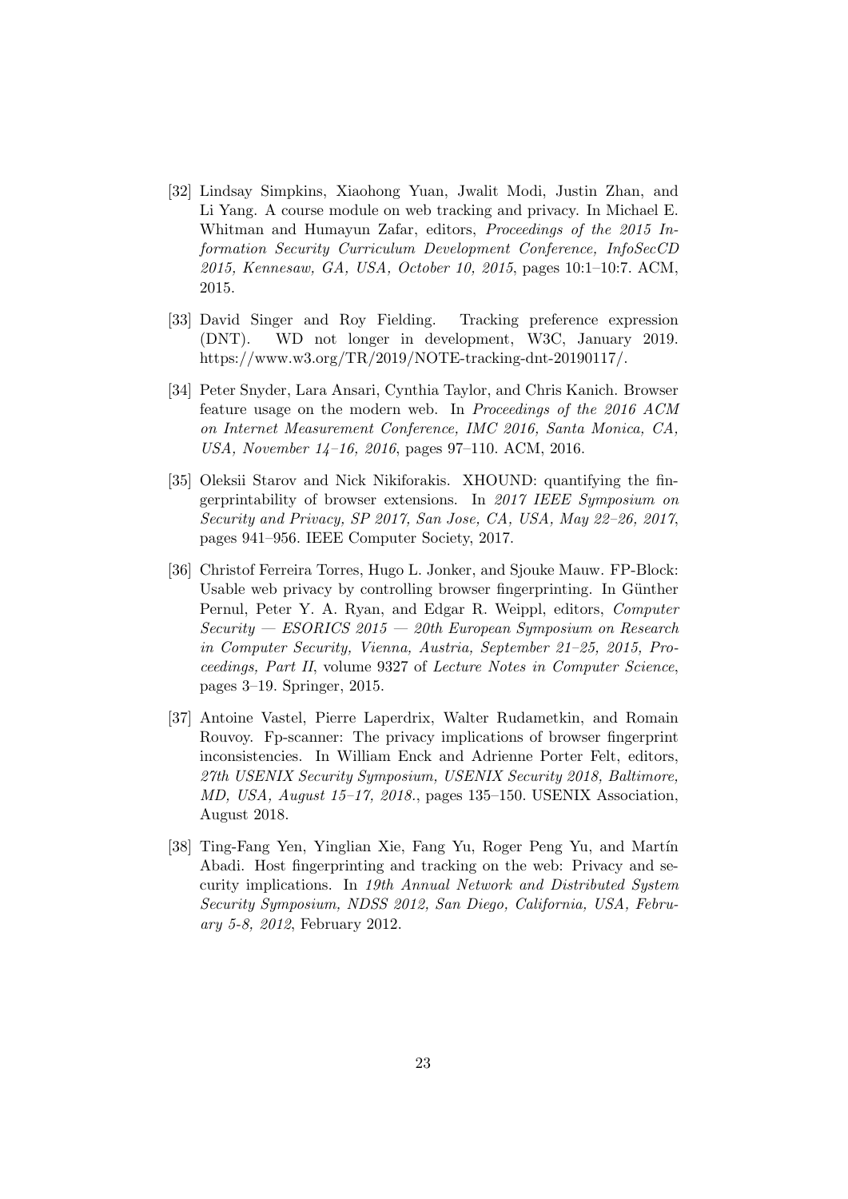[32] Lindsay Simpkins, Xiaohong Yuan, Jwalit Modi, Justin Zhan, and Li Yang. A course module on web tracking and privacy. In Michael E. Whitman and Humayun Zafar, editors, *Proceedings of the 2015 Information Security Curriculum Development Conference, InfoSecCD 2015, Kennesaw, GA, USA, October 10, 2015*, pages 10:1–10:7. ACM, 2015.

[33] David Singer and Roy Fielding. Tracking preference expression (DNT). WD not longer in development, W3C, January 2019. https://www.w3.org/TR/2019/NOTE-tracking-dnt-20190117/.

[34] Peter Snyder, Lara Ansari, Cynthia Taylor, and Chris Kanich. Browser feature usage on the modern web. In *Proceedings of the 2016 ACM on Internet Measurement Conference, IMC 2016, Santa Monica, CA, USA, November 14–16, 2016*, pages 97–110. ACM, 2016.

[35] Oleksii Starov and Nick Nikiforakis. XHOUND: quantifying the fingerprintability of browser extensions. In *2017 IEEE Symposium on Security and Privacy, SP 2017, San Jose, CA, USA, May 22–26, 2017*, pages 941–956. IEEE Computer Society, 2017.

[36] Christof Ferreira Torres, Hugo L. Jonker, and Sjouke Mauw. FP-Block: Usable web privacy by controlling browser fingerprinting. In Günther Pernul, Peter Y. A. Ryan, and Edgar R. Weippl, editors, *Computer Security — ESORICS 2015 — 20th European Symposium on Research in Computer Security, Vienna, Austria, September 21–25, 2015, Proceedings, Part II*, volume 9327 of *Lecture Notes in Computer Science*, pages 3–19. Springer, 2015.

[37] Antoine Vastel, Pierre Laperdrix, Walter Rudametkin, and Romain Rouvoy. Fp-scanner: The privacy implications of browser fingerprint inconsistencies. In William Enck and Adrienne Porter Felt, editors, *27th USENIX Security Symposium, USENIX Security 2018, Baltimore, MD, USA, August 15–17, 2018.*, pages 135–150. USENIX Association, August 2018.

[38] Ting-Fang Yen, Yinglian Xie, Fang Yu, Roger Peng Yu, and Martín Abadi. Host fingerprinting and tracking on the web: Privacy and security implications. In *19th Annual Network and Distributed System Security Symposium, NDSS 2012, San Diego, California, USA, February 5-8, 2012*, February 2012.